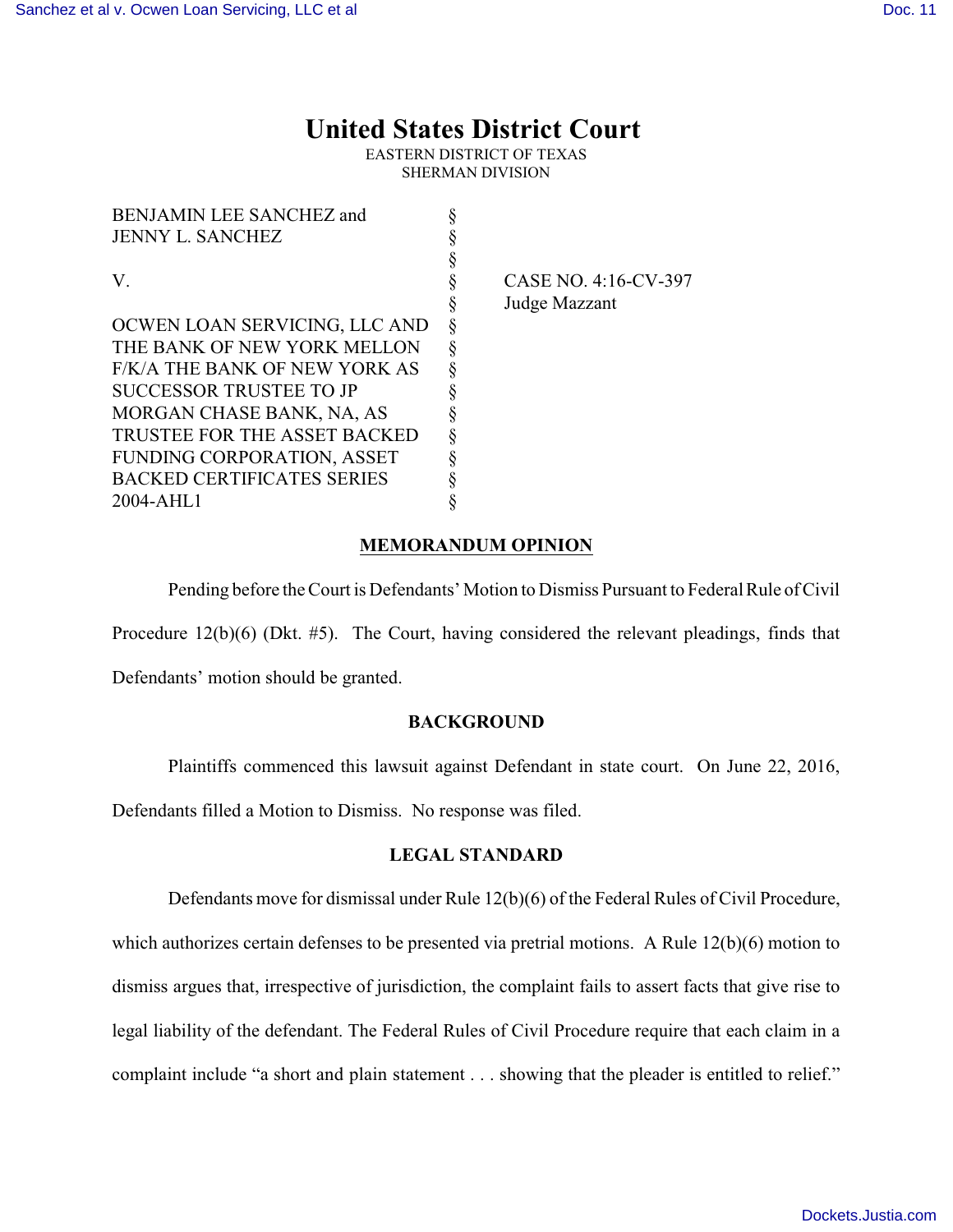# United States District Court

EASTERN DISTRICT OF TEXAS
SHERMAN DIVISION

| | | |
|---|---|---|
| BENJAMIN LEE SANCHEZ and JENNY L. SANCHEZ | § | |
| | § | |
| V. | § | CASE NO. 4:16-CV-397 |
| | § | Judge Mazzant |
| OCWEN LOAN SERVICING, LLC AND THE BANK OF NEW YORK MELLON F/K/A THE BANK OF NEW YORK AS SUCCESSOR TRUSTEE TO JP MORGAN CHASE BANK, NA, AS TRUSTEE FOR THE ASSET BACKED FUNDING CORPORATION, ASSET BACKED CERTIFICATES SERIES 2004-AHL1 | § | |

## MEMORANDUM OPINION

Pending before the Court is Defendants' Motion to Dismiss Pursuant to Federal Rule of Civil Procedure 12(b)(6) (Dkt. #5). The Court, having considered the relevant pleadings, finds that Defendants' motion should be granted.

## BACKGROUND

Plaintiffs commenced this lawsuit against Defendant in state court. On June 22, 2016, Defendants filled a Motion to Dismiss. No response was filed.

## LEGAL STANDARD

Defendants move for dismissal under Rule 12(b)(6) of the Federal Rules of Civil Procedure, which authorizes certain defenses to be presented via pretrial motions. A Rule 12(b)(6) motion to dismiss argues that, irrespective of jurisdiction, the complaint fails to assert facts that give rise to legal liability of the defendant. The Federal Rules of Civil Procedure require that each claim in a complaint include "a short and plain statement . . . showing that the pleader is entitled to relief."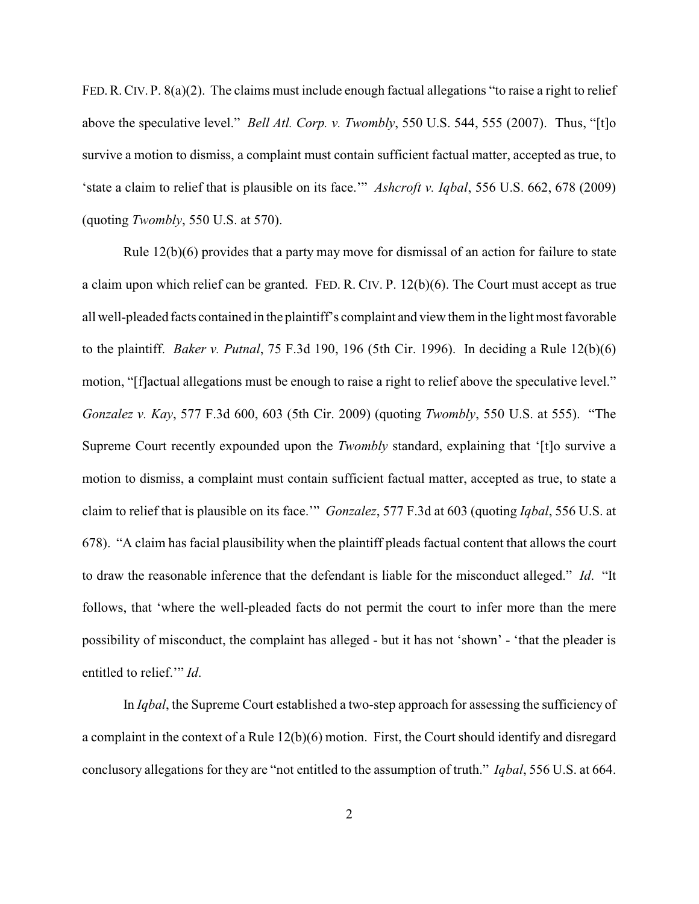FED. R. CIV. P. 8(a)(2). The claims must include enough factual allegations "to raise a right to relief above the speculative level." *Bell Atl. Corp. v. Twombly*, 550 U.S. 544, 555 (2007). Thus, "[t]o survive a motion to dismiss, a complaint must contain sufficient factual matter, accepted as true, to 'state a claim to relief that is plausible on its face.'" *Ashcroft v. Iqbal*, 556 U.S. 662, 678 (2009) (quoting *Twombly*, 550 U.S. at 570).

Rule 12(b)(6) provides that a party may move for dismissal of an action for failure to state a claim upon which relief can be granted. FED. R. CIV. P. 12(b)(6). The Court must accept as true all well-pleaded facts contained in the plaintiff's complaint and view them in the light most favorable to the plaintiff. *Baker v. Putnal*, 75 F.3d 190, 196 (5th Cir. 1996). In deciding a Rule 12(b)(6) motion, "[f]actual allegations must be enough to raise a right to relief above the speculative level." *Gonzalez v. Kay*, 577 F.3d 600, 603 (5th Cir. 2009) (quoting *Twombly*, 550 U.S. at 555). "The Supreme Court recently expounded upon the *Twombly* standard, explaining that '[t]o survive a motion to dismiss, a complaint must contain sufficient factual matter, accepted as true, to state a claim to relief that is plausible on its face.'" *Gonzalez*, 577 F.3d at 603 (quoting *Iqbal*, 556 U.S. at 678). "A claim has facial plausibility when the plaintiff pleads factual content that allows the court to draw the reasonable inference that the defendant is liable for the misconduct alleged." *Id*. "It follows, that 'where the well-pleaded facts do not permit the court to infer more than the mere possibility of misconduct, the complaint has alleged - but it has not 'shown' - 'that the pleader is entitled to relief.'" *Id*.

In *Iqbal*, the Supreme Court established a two-step approach for assessing the sufficiency of a complaint in the context of a Rule 12(b)(6) motion. First, the Court should identify and disregard conclusory allegations for they are "not entitled to the assumption of truth." *Iqbal*, 556 U.S. at 664.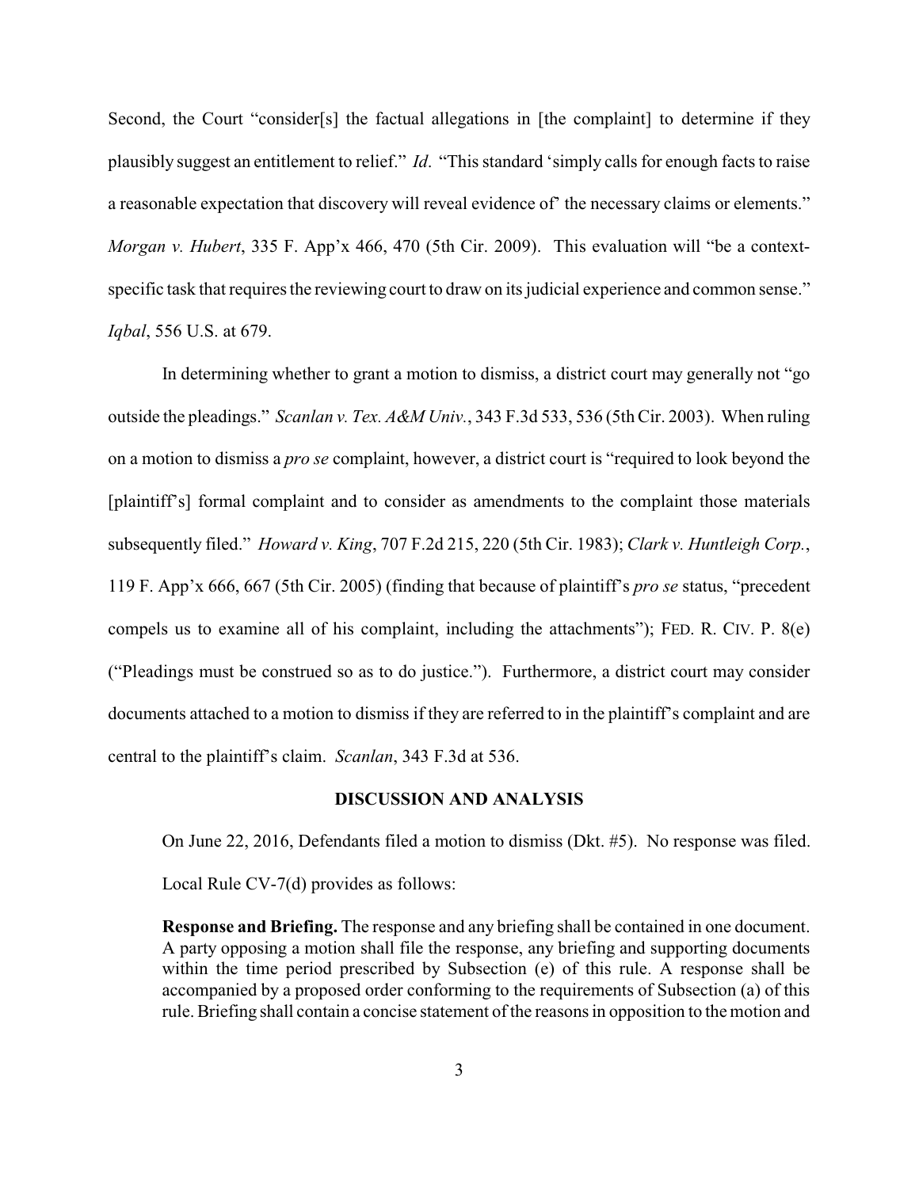Second, the Court "consider[s] the factual allegations in [the complaint] to determine if they plausibly suggest an entitlement to relief." *Id*. "This standard 'simply calls for enough facts to raise a reasonable expectation that discovery will reveal evidence of' the necessary claims or elements." *Morgan v. Hubert*, 335 F. App'x 466, 470 (5th Cir. 2009). This evaluation will "be a context-specific task that requires the reviewing court to draw on its judicial experience and common sense." *Iqbal*, 556 U.S. at 679.

In determining whether to grant a motion to dismiss, a district court may generally not "go outside the pleadings." *Scanlan v. Tex. A&M Univ.*, 343 F.3d 533, 536 (5th Cir. 2003). When ruling on a motion to dismiss a *pro se* complaint, however, a district court is "required to look beyond the [plaintiff's] formal complaint and to consider as amendments to the complaint those materials subsequently filed." *Howard v. King*, 707 F.2d 215, 220 (5th Cir. 1983); *Clark v. Huntleigh Corp.*, 119 F. App'x 666, 667 (5th Cir. 2005) (finding that because of plaintiff's *pro se* status, "precedent compels us to examine all of his complaint, including the attachments"); FED. R. CIV. P. 8(e) ("Pleadings must be construed so as to do justice."). Furthermore, a district court may consider documents attached to a motion to dismiss if they are referred to in the plaintiff's complaint and are central to the plaintiff's claim. *Scanlan*, 343 F.3d at 536.

## DISCUSSION AND ANALYSIS

On June 22, 2016, Defendants filed a motion to dismiss (Dkt. #5). No response was filed.

Local Rule CV-7(d) provides as follows:

> **Response and Briefing.** The response and any briefing shall be contained in one document. A party opposing a motion shall file the response, any briefing and supporting documents within the time period prescribed by Subsection (e) of this rule. A response shall be accompanied by a proposed order conforming to the requirements of Subsection (a) of this rule. Briefing shall contain a concise statement of the reasons in opposition to the motion and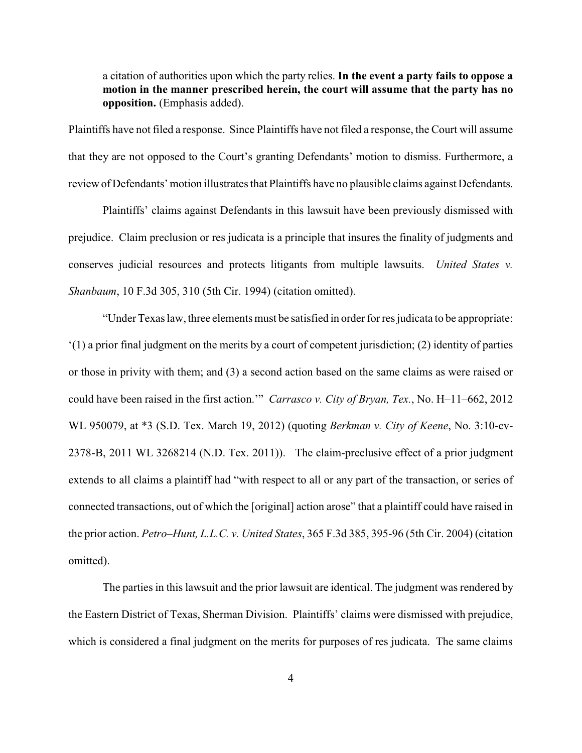a citation of authorities upon which the party relies. **In the event a party fails to oppose a motion in the manner prescribed herein, the court will assume that the party has no opposition.** (Emphasis added).

Plaintiffs have not filed a response. Since Plaintiffs have not filed a response, the Court will assume that they are not opposed to the Court's granting Defendants' motion to dismiss. Furthermore, a review of Defendants' motion illustrates that Plaintiffs have no plausible claims against Defendants.

Plaintiffs' claims against Defendants in this lawsuit have been previously dismissed with prejudice. Claim preclusion or res judicata is a principle that insures the finality of judgments and conserves judicial resources and protects litigants from multiple lawsuits. *United States v. Shanbaum*, 10 F.3d 305, 310 (5th Cir. 1994) (citation omitted).

"Under Texas law, three elements must be satisfied in order for res judicata to be appropriate: '(1) a prior final judgment on the merits by a court of competent jurisdiction; (2) identity of parties or those in privity with them; and (3) a second action based on the same claims as were raised or could have been raised in the first action.'" *Carrasco v. City of Bryan, Tex.*, No. H–11–662, 2012 WL 950079, at *3 (S.D. Tex. March 19, 2012) (quoting *Berkman v. City of Keene*, No. 3:10-cv-2378-B, 2011 WL 3268214 (N.D. Tex. 2011)). The claim-preclusive effect of a prior judgment extends to all claims a plaintiff had "with respect to all or any part of the transaction, or series of connected transactions, out of which the [original] action arose" that a plaintiff could have raised in the prior action. *Petro–Hunt, L.L.C. v. United States*, 365 F.3d 385, 395-96 (5th Cir. 2004) (citation omitted).

The parties in this lawsuit and the prior lawsuit are identical. The judgment was rendered by the Eastern District of Texas, Sherman Division. Plaintiffs' claims were dismissed with prejudice, which is considered a final judgment on the merits for purposes of res judicata. The same claims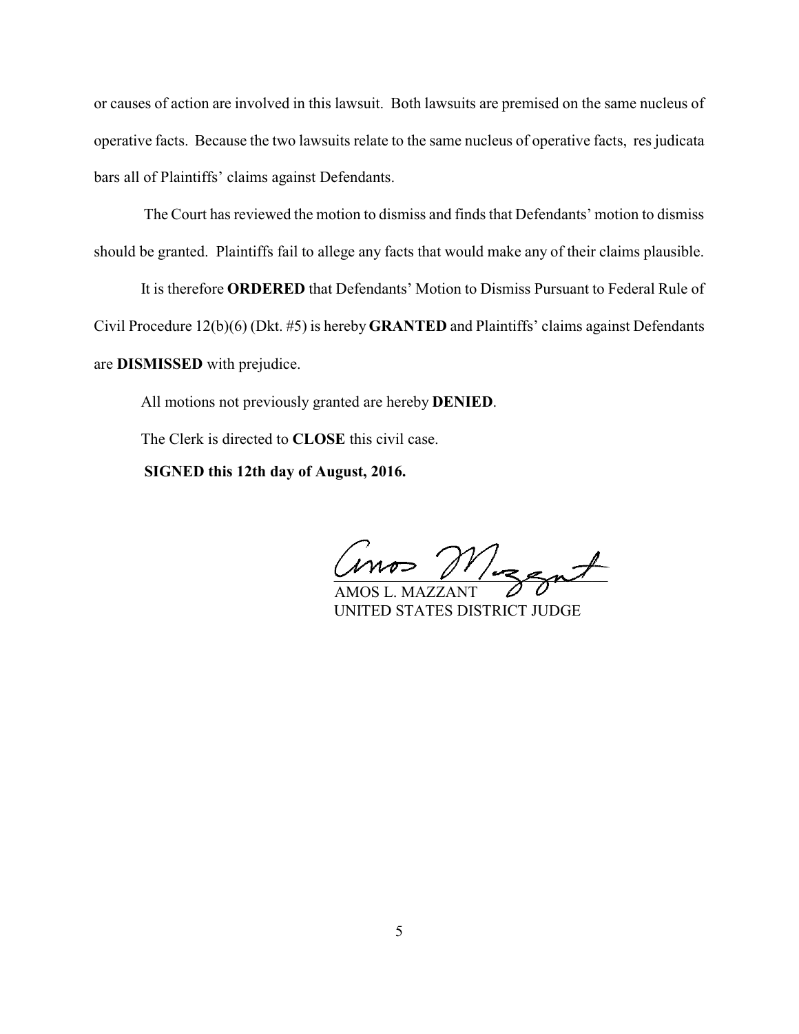or causes of action are involved in this lawsuit. Both lawsuits are premised on the same nucleus of operative facts. Because the two lawsuits relate to the same nucleus of operative facts, res judicata bars all of Plaintiffs' claims against Defendants.

The Court has reviewed the motion to dismiss and finds that Defendants' motion to dismiss should be granted. Plaintiffs fail to allege any facts that would make any of their claims plausible.

It is therefore **ORDERED** that Defendants' Motion to Dismiss Pursuant to Federal Rule of Civil Procedure 12(b)(6) (Dkt. #5) is hereby **GRANTED** and Plaintiffs' claims against Defendants are **DISMISSED** with prejudice.

All motions not previously granted are hereby **DENIED**.

The Clerk is directed to **CLOSE** this civil case.

**SIGNED this 12th day of August, 2016.**

AMOS L. MAZZANT
UNITED STATES DISTRICT JUDGE